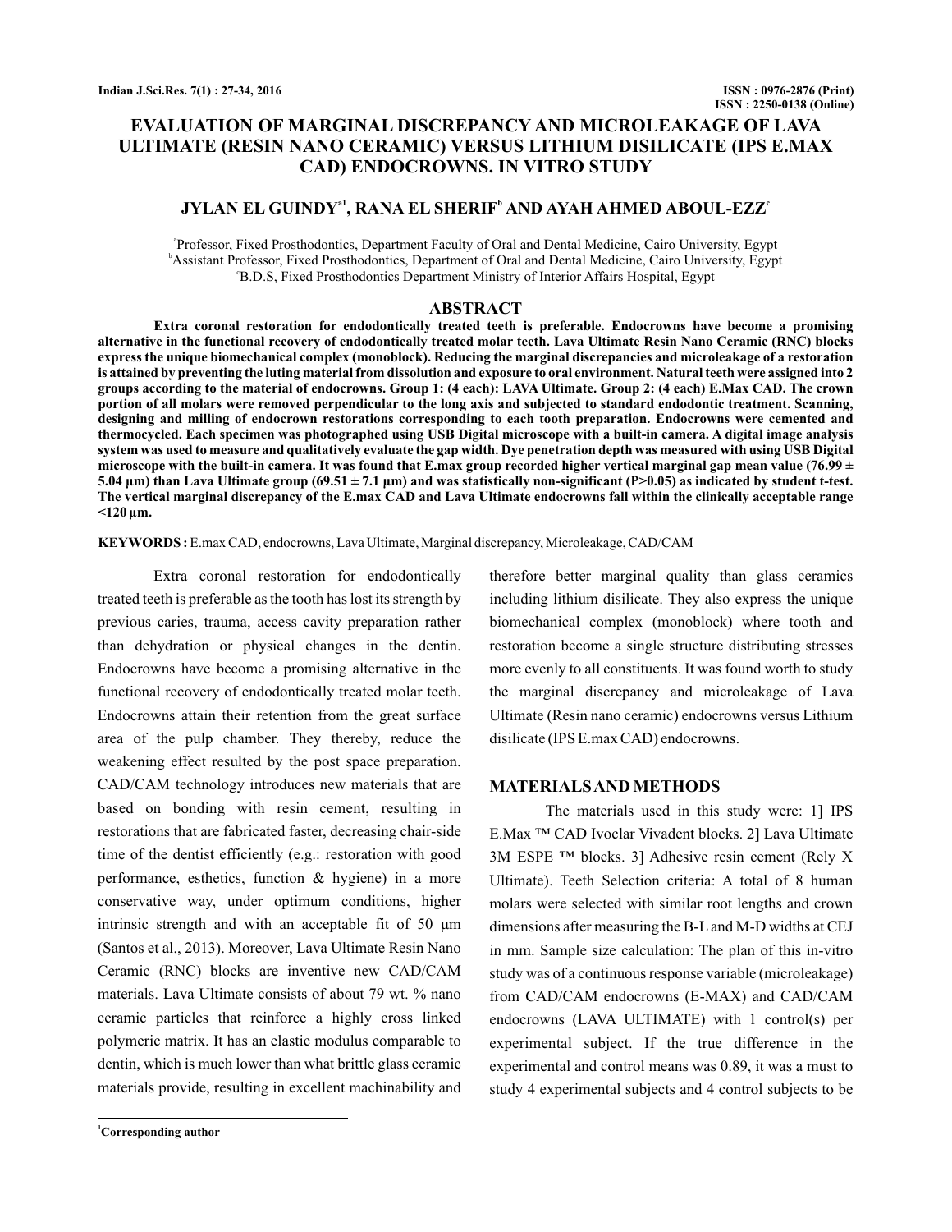# EVALUATION OF MARGINAL DISCREPANCY AND MICROLEAKAGE OF LAVA ULTIMATE (RESIN NANO CERAMIC) VERSUS LITHIUM DISILICATE (IPS E.MAX CAD) ENDOCROWNS. IN VITRO STUDY

**JYLAN EL GUINDY[a1], RANA EL SHERIF[b] AND AYAH AHMED ABOUL-EZZ[c]**

[a]Professor, Fixed Prosthodontics, Department Faculty of Oral and Dental Medicine, Cairo University, Egypt
[b]Assistant Professor, Fixed Prosthodontics, Department of Oral and Dental Medicine, Cairo University, Egypt
[c]B.D.S, Fixed Prosthodontics Department Ministry of Interior Affairs Hospital, Egypt

## ABSTRACT

**Extra coronal restoration for endodontically treated teeth is preferable. Endocrowns have become a promising alternative in the functional recovery of endodontically treated molar teeth. Lava Ultimate Resin Nano Ceramic (RNC) blocks express the unique biomechanical complex (monoblock). Reducing the marginal discrepancies and microleakage of a restoration is attained by preventing the luting material from dissolution and exposure to oral environment. Natural teeth were assigned into 2 groups according to the material of endocrowns. Group 1: (4 each): LAVA Ultimate. Group 2: (4 each) E.Max CAD. The crown portion of all molars were removed perpendicular to the long axis and subjected to standard endodontic treatment. Scanning, designing and milling of endocrown restorations corresponding to each tooth preparation. Endocrowns were cemented and thermocycled. Each specimen was photographed using USB Digital microscope with a built-in camera. A digital image analysis system was used to measure and qualitatively evaluate the gap width. Dye penetration depth was measured with using USB Digital microscope with the built-in camera. It was found that E.max group recorded higher vertical marginal gap mean value (76.99 ± 5.04 µm) than Lava Ultimate group (69.51 ± 7.1 µm) and was statistically non-significant (P>0.05) as indicated by student t-test. The vertical marginal discrepancy of the E.max CAD and Lava Ultimate endocrowns fall within the clinically acceptable range <120 µm.**

**KEYWORDS :** E.max CAD, endocrowns, Lava Ultimate, Marginal discrepancy, Microleakage, CAD/CAM

Extra coronal restoration for endodontically treated teeth is preferable as the tooth has lost its strength by previous caries, trauma, access cavity preparation rather than dehydration or physical changes in the dentin. Endocrowns have become a promising alternative in the functional recovery of endodontically treated molar teeth. Endocrowns attain their retention from the great surface area of the pulp chamber. They thereby, reduce the weakening effect resulted by the post space preparation. CAD/CAM technology introduces new materials that are based on bonding with resin cement, resulting in restorations that are fabricated faster, decreasing chair-side time of the dentist efficiently (e.g.: restoration with good performance, esthetics, function & hygiene) in a more conservative way, under optimum conditions, higher intrinsic strength and with an acceptable fit of 50 µm (Santos et al., 2013). Moreover, Lava Ultimate Resin Nano Ceramic (RNC) blocks are inventive new CAD/CAM materials. Lava Ultimate consists of about 79 wt. % nano ceramic particles that reinforce a highly cross linked polymeric matrix. It has an elastic modulus comparable to dentin, which is much lower than what brittle glass ceramic materials provide, resulting in excellent machinability and therefore better marginal quality than glass ceramics including lithium disilicate. They also express the unique biomechanical complex (monoblock) where tooth and restoration become a single structure distributing stresses more evenly to all constituents. It was found worth to study the marginal discrepancy and microleakage of Lava Ultimate (Resin nano ceramic) endocrowns versus Lithium disilicate (IPS E.max CAD) endocrowns.

## MATERIALS AND METHODS

The materials used in this study were: 1] IPS E.Max ™ CAD Ivoclar Vivadent blocks. 2] Lava Ultimate 3M ESPE ™ blocks. 3] Adhesive resin cement (Rely X Ultimate). Teeth Selection criteria: A total of 8 human molars were selected with similar root lengths and crown dimensions after measuring the B-L and M-D widths at CEJ in mm. Sample size calculation: The plan of this in-vitro study was of a continuous response variable (microleakage) from CAD/CAM endocrowns (E-MAX) and CAD/CAM endocrowns (LAVA ULTIMATE) with 1 control(s) per experimental subject. If the true difference in the experimental and control means was 0.89, it was a must to study 4 experimental subjects and 4 control subjects to be

[1]Corresponding author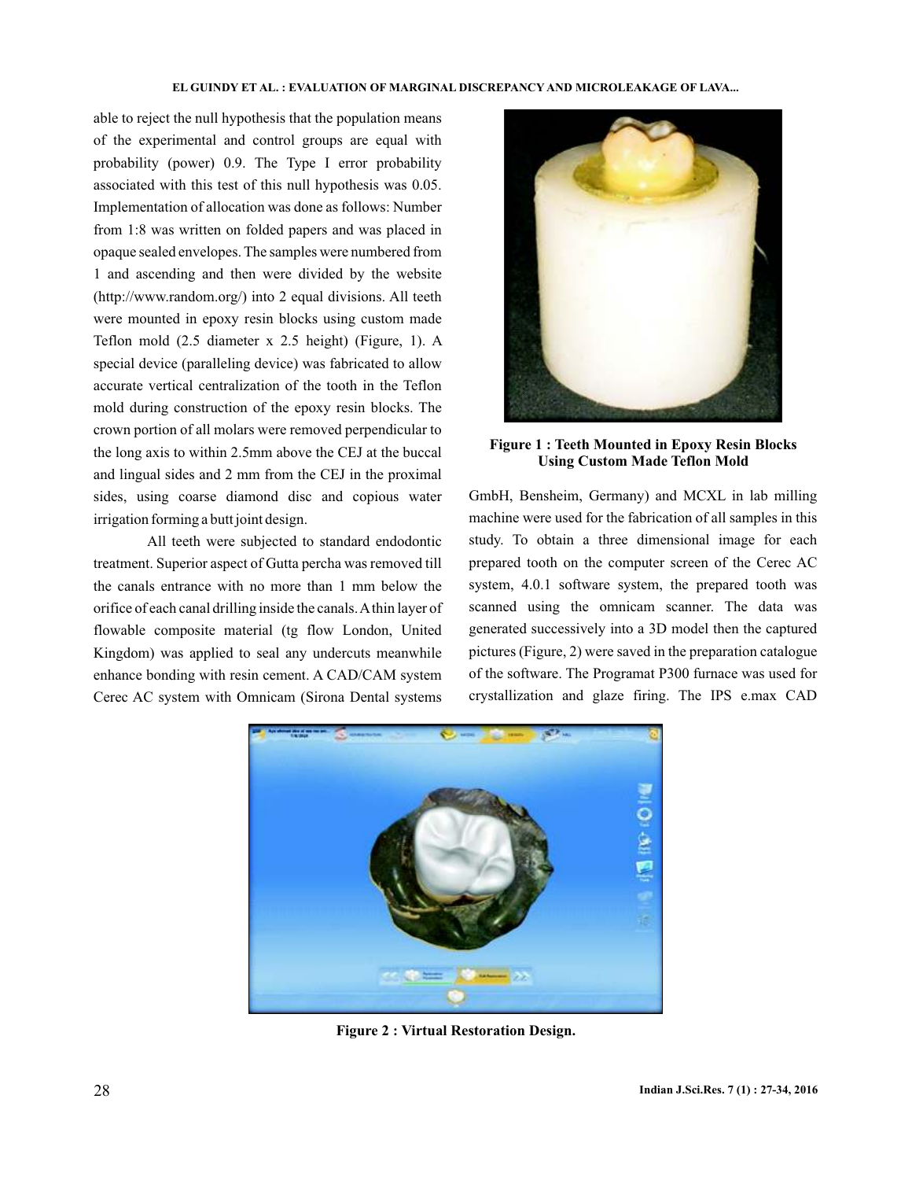able to reject the null hypothesis that the population means of the experimental and control groups are equal with probability (power) 0.9. The Type I error probability associated with this test of this null hypothesis was 0.05. Implementation of allocation was done as follows: Number from 1:8 was written on folded papers and was placed in opaque sealed envelopes. The samples were numbered from 1 and ascending and then were divided by the website (http://www.random.org/) into 2 equal divisions. All teeth were mounted in epoxy resin blocks using custom made Teflon mold (2.5 diameter x 2.5 height) (Figure, 1). A special device (paralleling device) was fabricated to allow accurate vertical centralization of the tooth in the Teflon mold during construction of the epoxy resin blocks. The crown portion of all molars were removed perpendicular to the long axis to within 2.5mm above the CEJ at the buccal and lingual sides and 2 mm from the CEJ in the proximal sides, using coarse diamond disc and copious water irrigation forming a butt joint design.

All teeth were subjected to standard endodontic treatment. Superior aspect of Gutta percha was removed till the canals entrance with no more than 1 mm below the orifice of each canal drilling inside the canals. A thin layer of flowable composite material (tg flow London, United Kingdom) was applied to seal any undercuts meanwhile enhance bonding with resin cement. A CAD/CAM system Cerec AC system with Omnicam (Sirona Dental systems GmbH, Bensheim, Germany) and MCXL in lab milling machine were used for the fabrication of all samples in this study. To obtain a three dimensional image for each prepared tooth on the computer screen of the Cerec AC system, 4.0.1 software system, the prepared tooth was scanned using the omnicam scanner. The data was generated successively into a 3D model then the captured pictures (Figure, 2) were saved in the preparation catalogue of the software. The Programat P300 furnace was used for crystallization and glaze firing. The IPS e.max CAD

**Figure 1 : Teeth Mounted in Epoxy Resin Blocks Using Custom Made Teflon Mold**

**Figure 2 : Virtual Restoration Design.**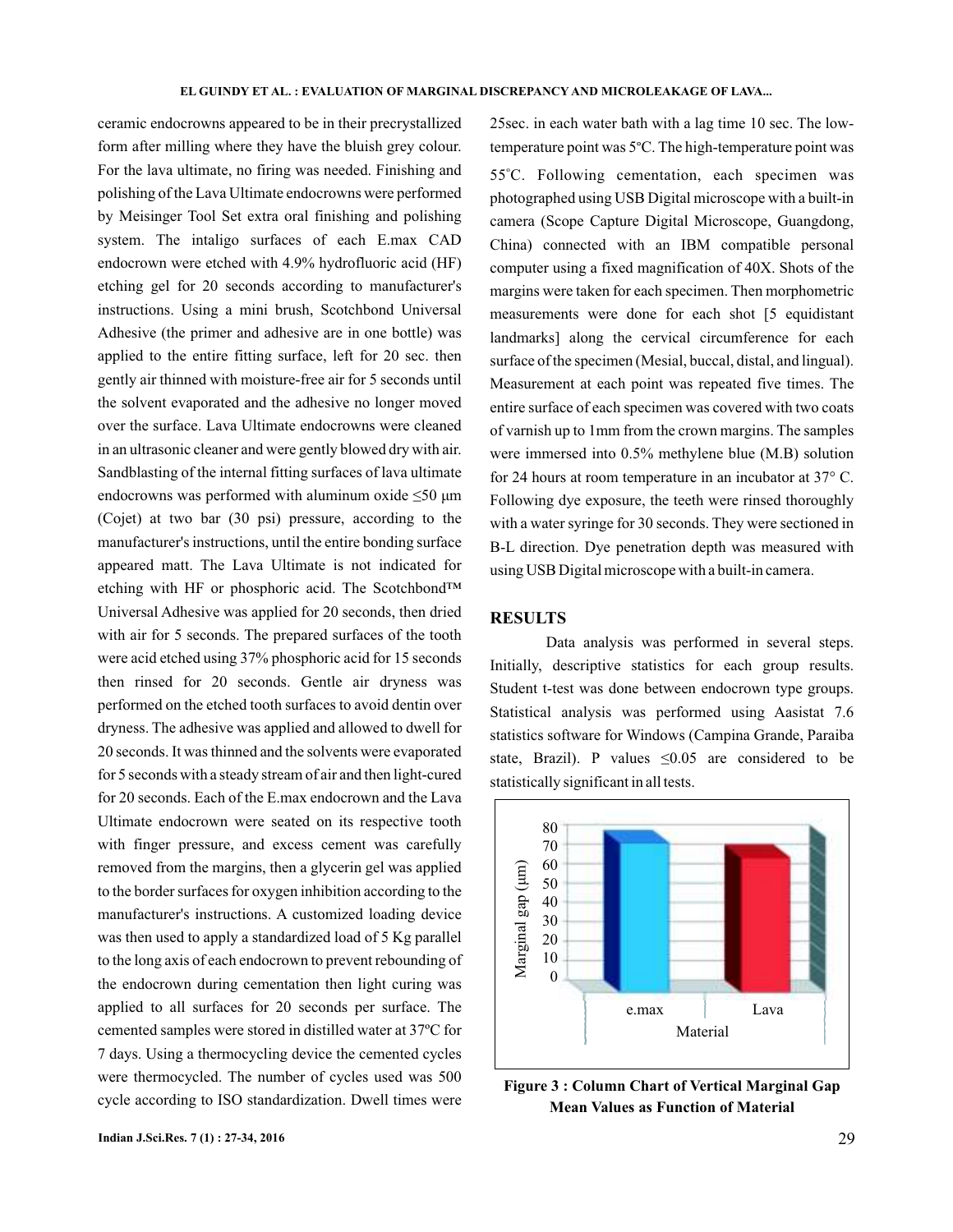ceramic endocrowns appeared to be in their precrystallized form after milling where they have the bluish grey colour. For the lava ultimate, no firing was needed. Finishing and polishing of the Lava Ultimate endocrowns were performed by Meisinger Tool Set extra oral finishing and polishing system. The intaligo surfaces of each E.max CAD endocrown were etched with 4.9% hydrofluoric acid (HF) etching gel for 20 seconds according to manufacturer's instructions. Using a mini brush, Scotchbond Universal Adhesive (the primer and adhesive are in one bottle) was applied to the entire fitting surface, left for 20 sec. then gently air thinned with moisture-free air for 5 seconds until the solvent evaporated and the adhesive no longer moved over the surface. Lava Ultimate endocrowns were cleaned in an ultrasonic cleaner and were gently blowed dry with air. Sandblasting of the internal fitting surfaces of lava ultimate endocrowns was performed with aluminum oxide ≤50 μm (Cojet) at two bar (30 psi) pressure, according to the manufacturer's instructions, until the entire bonding surface appeared matt. The Lava Ultimate is not indicated for etching with HF or phosphoric acid. The Scotchbond™ Universal Adhesive was applied for 20 seconds, then dried with air for 5 seconds. The prepared surfaces of the tooth were acid etched using 37% phosphoric acid for 15 seconds then rinsed for 20 seconds. Gentle air dryness was performed on the etched tooth surfaces to avoid dentin over dryness. The adhesive was applied and allowed to dwell for 20 seconds. It was thinned and the solvents were evaporated for 5 seconds with a steady stream of air and then light-cured for 20 seconds. Each of the E.max endocrown and the Lava Ultimate endocrown were seated on its respective tooth with finger pressure, and excess cement was carefully removed from the margins, then a glycerin gel was applied to the border surfaces for oxygen inhibition according to the manufacturer's instructions. A customized loading device was then used to apply a standardized load of 5 Kg parallel to the long axis of each endocrown to prevent rebounding of the endocrown during cementation then light curing was applied to all surfaces for 20 seconds per surface. The cemented samples were stored in distilled water at 37ºC for 7 days. Using a thermocycling device the cemented cycles were thermocycled. The number of cycles used was 500 cycle according to ISO standardization. Dwell times were 25sec. in each water bath with a lag time 10 sec. The low-temperature point was 5°C. The high-temperature point was 55°C. Following cementation, each specimen was photographed using USB Digital microscope with a built-in camera (Scope Capture Digital Microscope, Guangdong, China) connected with an IBM compatible personal computer using a fixed magnification of 40X. Shots of the margins were taken for each specimen. Then morphometric measurements were done for each shot [5 equidistant landmarks] along the cervical circumference for each surface of the specimen (Mesial, buccal, distal, and lingual). Measurement at each point was repeated five times. The entire surface of each specimen was covered with two coats of varnish up to 1mm from the crown margins. The samples were immersed into 0.5% methylene blue (M.B) solution for 24 hours at room temperature in an incubator at 37° C. Following dye exposure, the teeth were rinsed thoroughly with a water syringe for 30 seconds. They were sectioned in B-L direction. Dye penetration depth was measured with using USB Digital microscope with a built-in camera.

## RESULTS

Data analysis was performed in several steps. Initially, descriptive statistics for each group results. Student t-test was done between endocrown type groups. Statistical analysis was performed using Aasistat 7.6 statistics software for Windows (Campina Grande, Paraiba state, Brazil). P values ≤0.05 are considered to be statistically significant in all tests.

**Figure 3 : Column Chart of Vertical Marginal Gap Mean Values as Function of Material**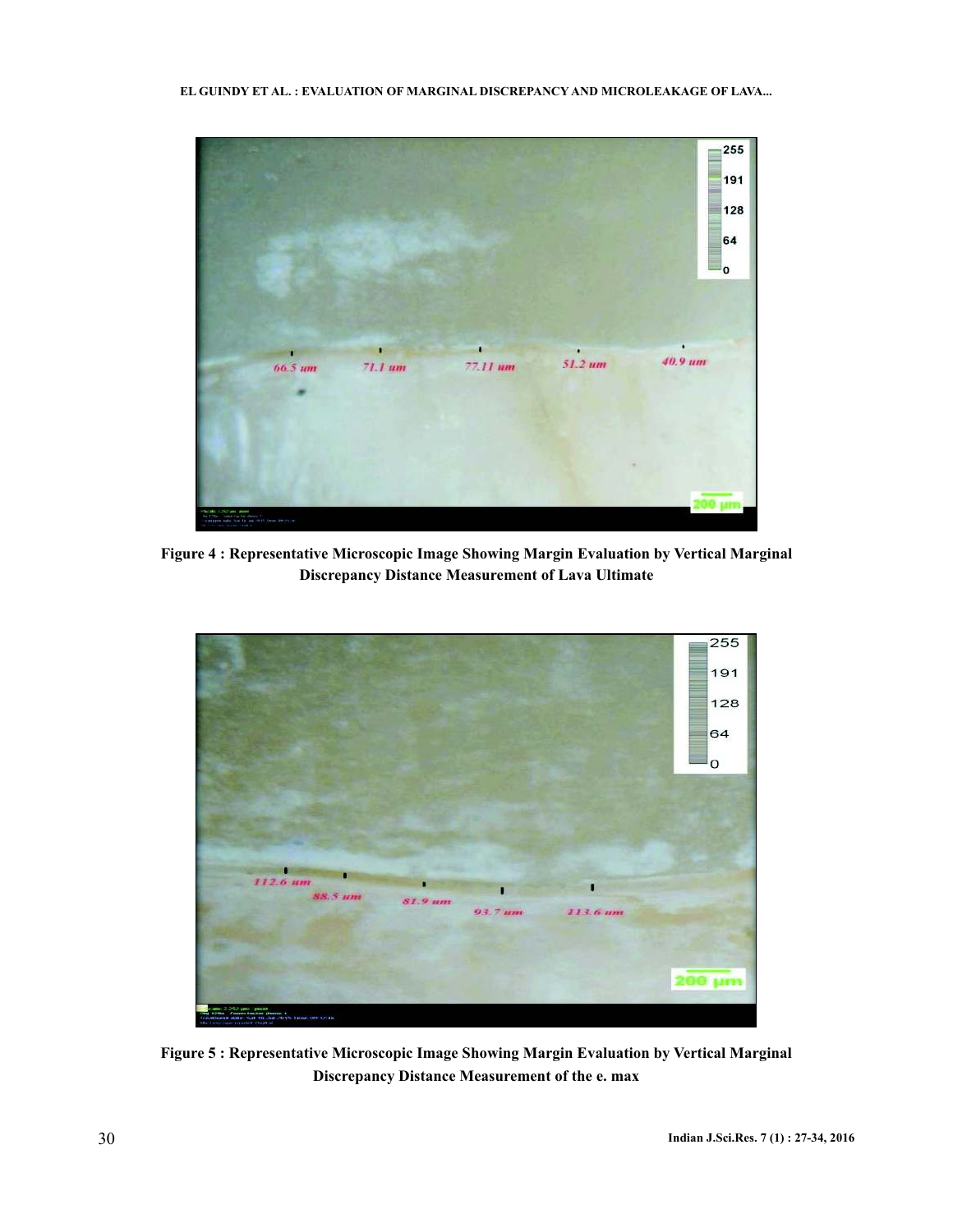**Figure 4 : Representative Microscopic Image Showing Margin Evaluation by Vertical Marginal Discrepancy Distance Measurement of Lava Ultimate**

**Figure 5 : Representative Microscopic Image Showing Margin Evaluation by Vertical Marginal Discrepancy Distance Measurement of the e. max**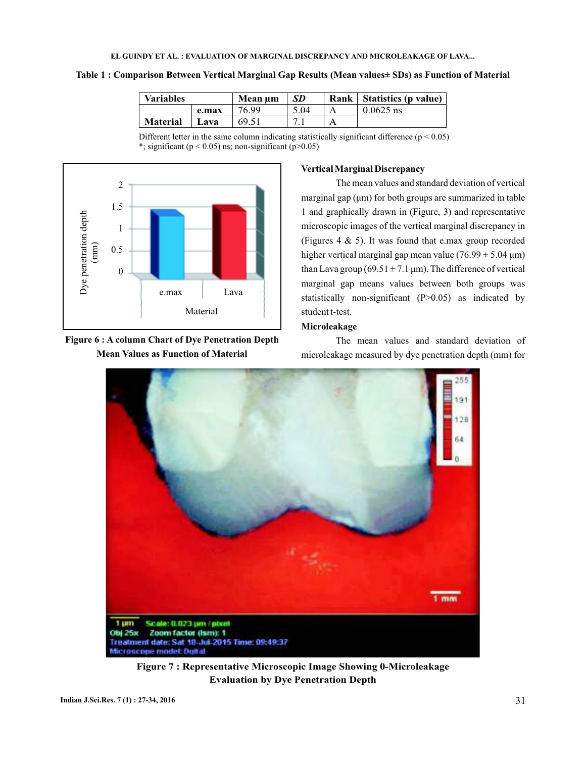**Table 1 : Comparison Between Vertical Marginal Gap Results (Mean values± SDs) as Function of Material**

| Variables | | Mean µm | *SD* | Rank | Statistics (p value) |
|---|---|---|---|---|---|
| Material | e.max | 76.99 | 5.04 | A | 0.0625 ns |
| | Lava | 69.51 | 7.1 | A | |

Different letter in the same column indicating statistically significant difference ($p < 0.05$)
*; significant ($p < 0.05$) ns; non-significant ($p>0.05$)

**Figure 6 : A column Chart of Dye Penetration Depth Mean Values as Function of Material**

### Vertical Marginal Discrepancy

The mean values and standard deviation of vertical marginal gap (µm) for both groups are summarized in table 1 and graphically drawn in (Figure, 3) and representative microscopic images of the vertical marginal discrepancy in (Figures 4 & 5). It was found that e.max group recorded higher vertical marginal gap mean value ($76.99 \pm 5.04$ µm) than Lava group ($69.51 \pm 7.1$ µm). The difference of vertical marginal gap means values between both groups was statistically non-significant ($P>0.05$) as indicated by student t-test.

### Microleakage

The mean values and standard deviation of microleakage measured by dye penetration depth (mm) for

**Figure 7 : Representative Microscopic Image Showing 0-Microleakage Evaluation by Dye Penetration Depth**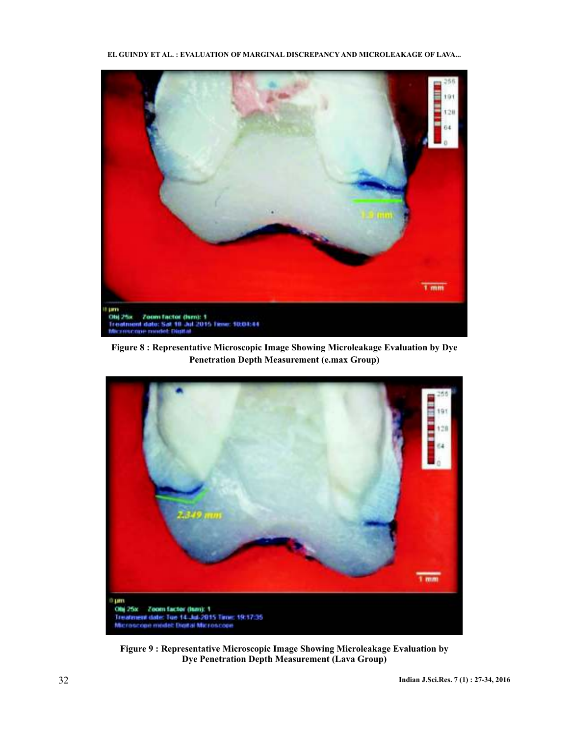**Figure 8 : Representative Microscopic Image Showing Microleakage Evaluation by Dye Penetration Depth Measurement (e.max Group)**

**Figure 9 : Representative Microscopic Image Showing Microleakage Evaluation by Dye Penetration Depth Measurement (Lava Group)**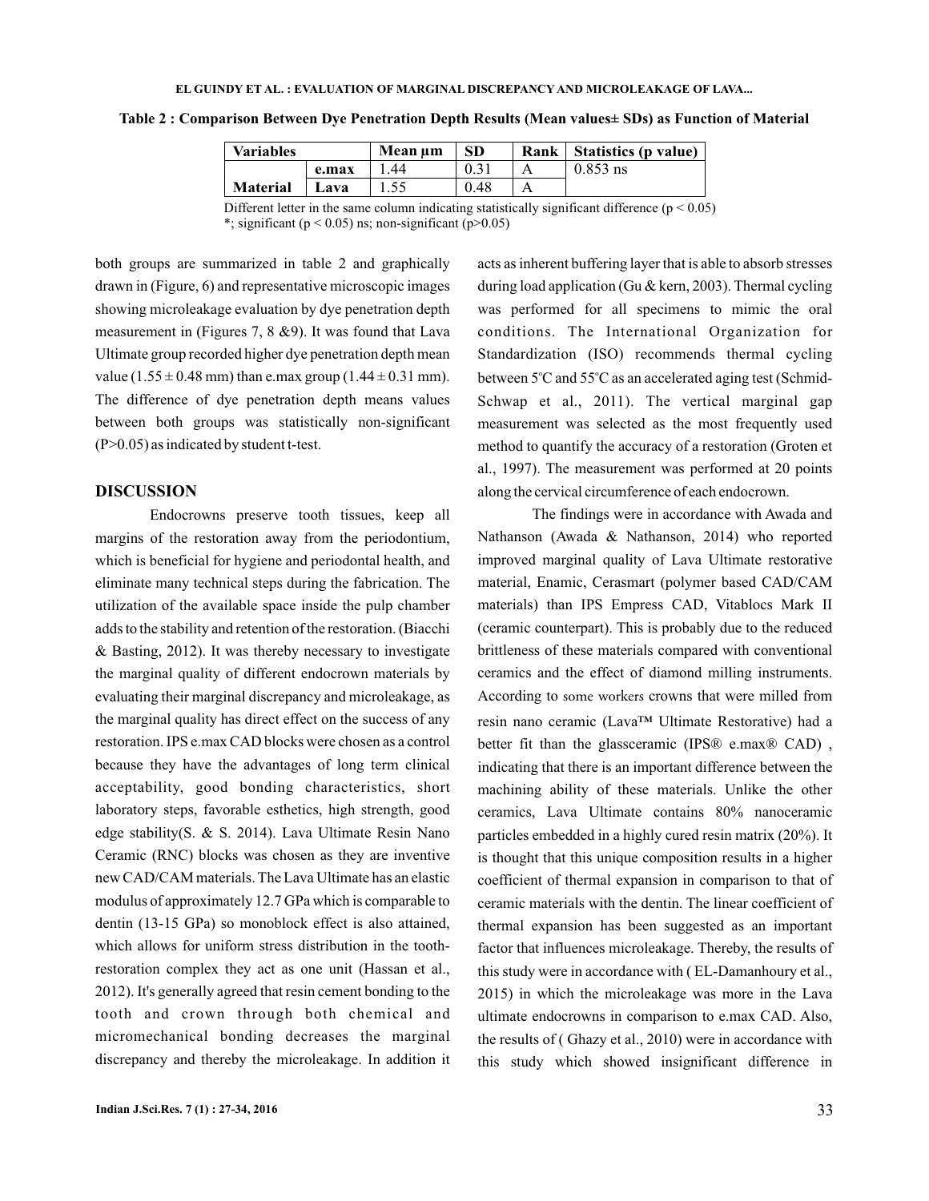**Table 2 : Comparison Between Dye Penetration Depth Results (Mean values± SDs) as Function of Material**

| Variables | | Mean µm | SD | Rank | Statistics (p value) |
|---|---|---|---|---|---|
| | e.max | 1.44 | 0.31 | A | 0.853 ns |
| Material | Lava | 1.55 | 0.48 | A | |

Different letter in the same column indicating statistically significant difference ($p < 0.05$)
*; significant ($p < 0.05$) ns; non-significant ($p>0.05$)

both groups are summarized in table 2 and graphically drawn in (Figure, 6) and representative microscopic images showing microleakage evaluation by dye penetration depth measurement in (Figures 7, 8 &9). It was found that Lava Ultimate group recorded higher dye penetration depth mean value ($1.55 \pm 0.48$ mm) than e.max group ($1.44 \pm 0.31$ mm). The difference of dye penetration depth means values between both groups was statistically non-significant ($P>0.05$) as indicated by student t-test.

## DISCUSSION

Endocrowns preserve tooth tissues, keep all margins of the restoration away from the periodontium, which is beneficial for hygiene and periodontal health, and eliminate many technical steps during the fabrication. The utilization of the available space inside the pulp chamber adds to the stability and retention of the restoration. (Biacchi & Basting, 2012). It was thereby necessary to investigate the marginal quality of different endocrown materials by evaluating their marginal discrepancy and microleakage, as the marginal quality has direct effect on the success of any restoration. IPS e.max CAD blocks were chosen as a control because they have the advantages of long term clinical acceptability, good bonding characteristics, short laboratory steps, favorable esthetics, high strength, good edge stability(S. & S. 2014). Lava Ultimate Resin Nano Ceramic (RNC) blocks was chosen as they are inventive new CAD/CAM materials. The Lava Ultimate has an elastic modulus of approximately 12.7 GPa which is comparable to dentin (13-15 GPa) so monoblock effect is also attained, which allows for uniform stress distribution in the tooth-restoration complex they act as one unit (Hassan et al., 2012). It's generally agreed that resin cement bonding to the tooth and crown through both chemical and micromechanical bonding decreases the marginal discrepancy and thereby the microleakage. In addition it acts as inherent buffering layer that is able to absorb stresses during load application (Gu & kern, 2003). Thermal cycling was performed for all specimens to mimic the oral conditions. The International Organization for Standardization (ISO) recommends thermal cycling between 5°C and 55°C as an accelerated aging test (Schmid-Schwap et al., 2011). The vertical marginal gap measurement was selected as the most frequently used method to quantify the accuracy of a restoration (Groten et al., 1997). The measurement was performed at 20 points along the cervical circumference of each endocrown.

The findings were in accordance with Awada and Nathanson (Awada & Nathanson, 2014) who reported improved marginal quality of Lava Ultimate restorative material, Enamic, Cerasmart (polymer based CAD/CAM materials) than IPS Empress CAD, Vitablocs Mark II (ceramic counterpart). This is probably due to the reduced brittleness of these materials compared with conventional ceramics and the effect of diamond milling instruments. According to some workers crowns that were milled from resin nano ceramic (Lava™ Ultimate Restorative) had a better fit than the glassceramic (IPS® e.max® CAD) , indicating that there is an important difference between the machining ability of these materials. Unlike the other ceramics, Lava Ultimate contains 80% nanoceramic particles embedded in a highly cured resin matrix (20%). It is thought that this unique composition results in a higher coefficient of thermal expansion in comparison to that of ceramic materials with the dentin. The linear coefficient of thermal expansion has been suggested as an important factor that influences microleakage. Thereby, the results of this study were in accordance with ( EL-Damanhoury et al., 2015) in which the microleakage was more in the Lava ultimate endocrowns in comparison to e.max CAD. Also, the results of ( Ghazy et al., 2010) were in accordance with this study which showed insignificant difference in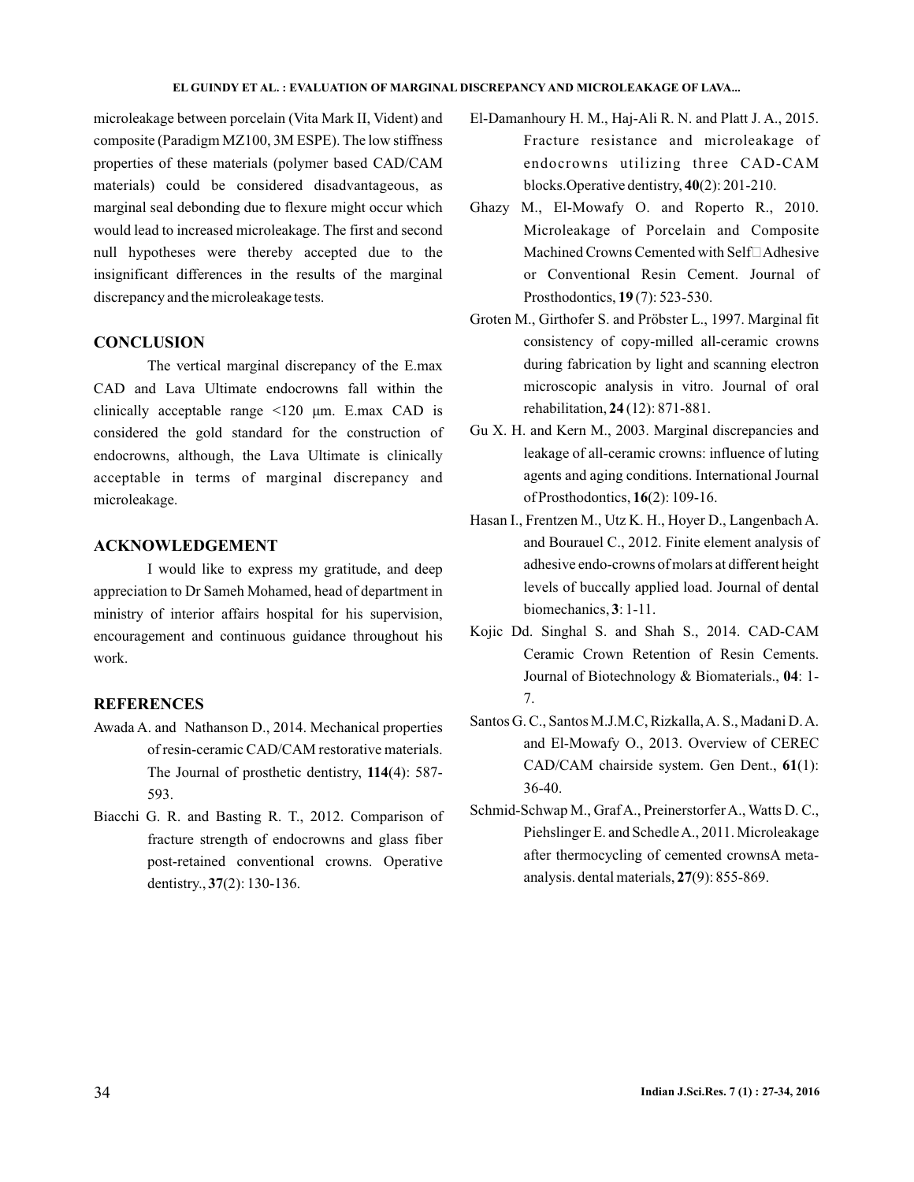microleakage between porcelain (Vita Mark II, Vident) and composite (Paradigm MZ100, 3M ESPE). The low stiffness properties of these materials (polymer based CAD/CAM materials) could be considered disadvantageous, as marginal seal debonding due to flexure might occur which would lead to increased microleakage. The first and second null hypotheses were thereby accepted due to the insignificant differences in the results of the marginal discrepancy and the microleakage tests.

## CONCLUSION

The vertical marginal discrepancy of the E.max CAD and Lava Ultimate endocrowns fall within the clinically acceptable range <120 µm. E.max CAD is considered the gold standard for the construction of endocrowns, although, the Lava Ultimate is clinically acceptable in terms of marginal discrepancy and microleakage.

## ACKNOWLEDGEMENT

I would like to express my gratitude, and deep appreciation to Dr Sameh Mohamed, head of department in ministry of interior affairs hospital for his supervision, encouragement and continuous guidance throughout his work.

## REFERENCES

Awada A. and Nathanson D., 2014. Mechanical properties of resin-ceramic CAD/CAM restorative materials. The Journal of prosthetic dentistry, **114**(4): 587-593.

Biacchi G. R. and Basting R. T., 2012. Comparison of fracture strength of endocrowns and glass fiber post-retained conventional crowns. Operative dentistry., **37**(2): 130-136.

El-Damanhoury H. M., Haj-Ali R. N. and Platt J. A., 2015. Fracture resistance and microleakage of endocrowns utilizing three CAD-CAM blocks.Operative dentistry, **40**(2): 201-210.

Ghazy M., El-Mowafy O. and Roperto R., 2010. Microleakage of Porcelain and Composite Machined Crowns Cemented with Self□Adhesive or Conventional Resin Cement. Journal of Prosthodontics, **19** (7): 523-530.

Groten M., Girthofer S. and Pröbster L., 1997. Marginal fit consistency of copy-milled all-ceramic crowns during fabrication by light and scanning electron microscopic analysis in vitro. Journal of oral rehabilitation, **24** (12): 871-881.

Gu X. H. and Kern M., 2003. Marginal discrepancies and leakage of all-ceramic crowns: influence of luting agents and aging conditions. International Journal of Prosthodontics, **16**(2): 109-16.

Hasan I., Frentzen M., Utz K. H., Hoyer D., Langenbach A. and Bourauel C., 2012. Finite element analysis of adhesive endo-crowns of molars at different height levels of buccally applied load. Journal of dental biomechanics, **3**: 1-11.

Kojic Dd. Singhal S. and Shah S., 2014. CAD-CAM Ceramic Crown Retention of Resin Cements. Journal of Biotechnology & Biomaterials., **04**: 1-7.

Santos G. C., Santos M.J.M.C, Rizkalla, A. S., Madani D. A. and El-Mowafy O., 2013. Overview of CEREC CAD/CAM chairside system. Gen Dent., **61**(1): 36-40.

Schmid-Schwap M., Graf A., Preinerstorfer A., Watts D. C., Piehslinger E. and Schedle A., 2011. Microleakage after thermocycling of cemented crownsA meta-analysis. dental materials, **27**(9): 855-869.